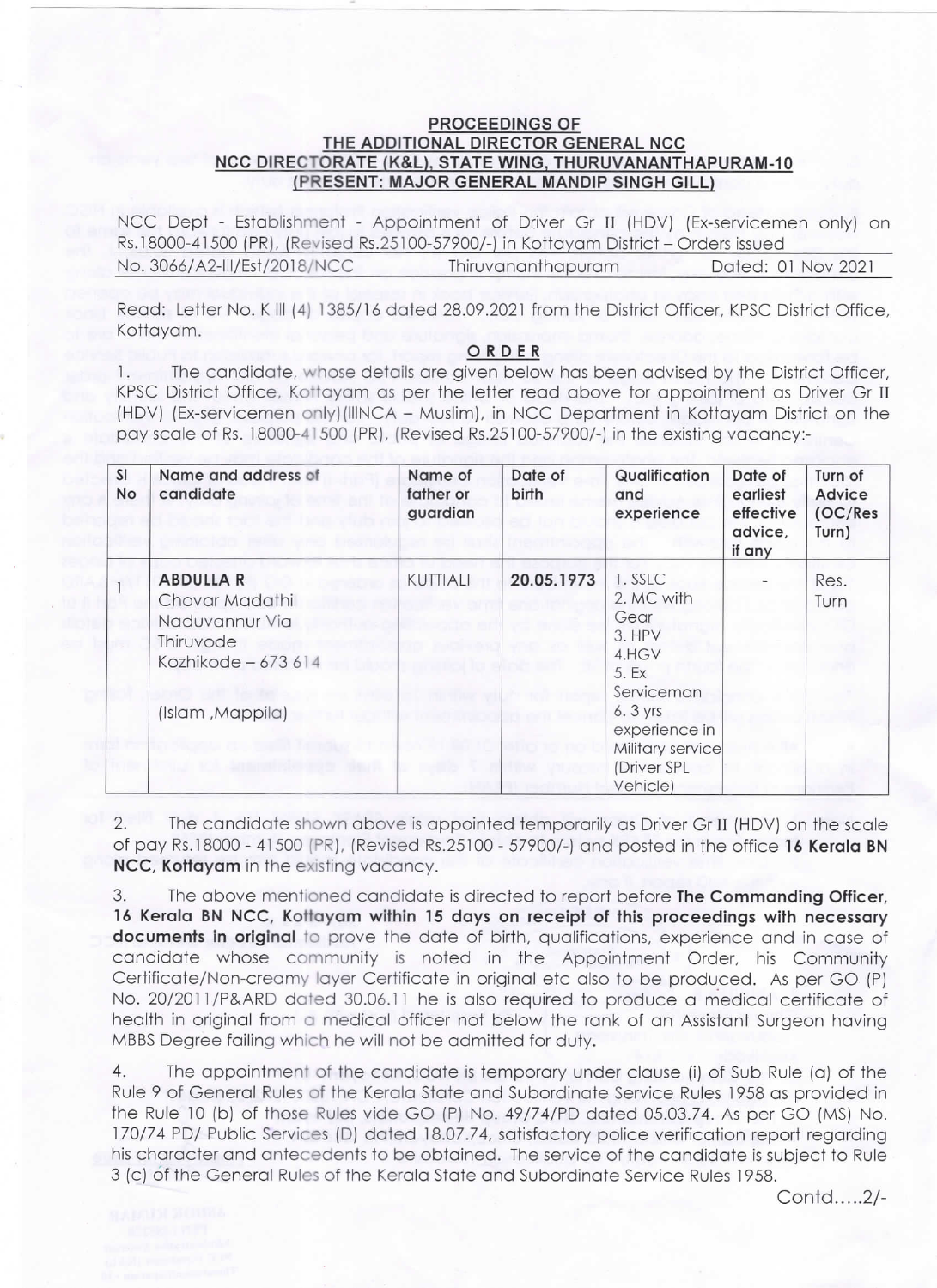**PROCEEDINGS OF**
**THE ADDITIONAL DIRECTOR GENERAL NCC**
**NCC DIRECTORATE (K&L), STATE WING, THURUVANANTHAPURAM-10**
**(PRESENT: MAJOR GENERAL MANDIP SINGH GILL)**

NCC Dept - Establishment - Appointment of Driver Gr II (HDV) (Ex-servicemen only) on Rs.18000-41500 (PR), (Revised Rs.25100-57900/-) in Kottayam District – Orders issued

No. 3066/A2-III/Est/2018/NCC Thiruvananthapuram Dated: 01 Nov 2021

Read: Letter No. K III (4) 1385/16 dated 28.09.2021 from the District Officer, KPSC District Office, Kottayam.

**ORDER**

1. The candidate, whose details are given below has been advised by the District Officer, KPSC District Office, Kottayam as per the letter read above for appointment as Driver Gr II (HDV) (Ex-servicemen only)(IIINCA – Muslim), in NCC Department in Kottayam District on the pay scale of Rs. 18000-41500 (PR), (Revised Rs.25100-57900/-) in the existing vacancy:-

| Sl No | Name and address of candidate | Name of father or guardian | Date of birth | Qualification and experience | Date of earliest effective advice, if any | Turn of Advice (OC/Res Turn) |
|---|---|---|---|---|---|---|
| 1 | **ABDULLA R**<br>Chovar Madathil<br>Naduvannur Via<br>Thiruvode<br>Kozhikode – 673 614<br><br>(Islam ,Mappila) | KUTTIALI | **20.05.1973** | 1. SSLC<br>2. MC with Gear<br>3. HPV<br>4.HGV<br>5. Ex Serviceman<br>6. 3 yrs experience in Military service (Driver SPL Vehicle) | - | Res. Turn |

2. The candidate shown above is appointed temporarily as Driver Gr II (HDV) on the scale of pay Rs.18000 - 41500 (PR), (Revised Rs.25100 - 57900/-) and posted in the office **16 Kerala BN NCC, Kottayam** in the existing vacancy.

3. The above mentioned candidate is directed to report before **The Commanding Officer, 16 Kerala BN NCC, Kottayam within 15 days on receipt of this proceedings with necessary documents in original** to prove the date of birth, qualifications, experience and in case of candidate whose community is noted in the Appointment Order, his Community Certificate/Non-creamy layer Certificate in original etc also to be produced. As per GO (P) No. 20/2011/P&ARD dated 30.06.11 he is also required to produce a medical certificate of health in original from a medical officer not below the rank of an Assistant Surgeon having MBBS Degree failing which he will not be admitted for duty.

4. The appointment of the candidate is temporary under clause (i) of Sub Rule (a) of the Rule 9 of General Rules of the Kerala State and Subordinate Service Rules 1958 as provided in the Rule 10 (b) of those Rules vide GO (P) No. 49/74/PD dated 05.03.74. As per GO (MS) No. 170/74 PD/ Public Services (D) dated 18.07.74, satisfactory police verification report regarding his character and antecedents to be obtained. The service of the candidate is subject to Rule 3 (c) of the General Rules of the Kerala State and Subordinate Service Rules 1958.

Contd.....2/-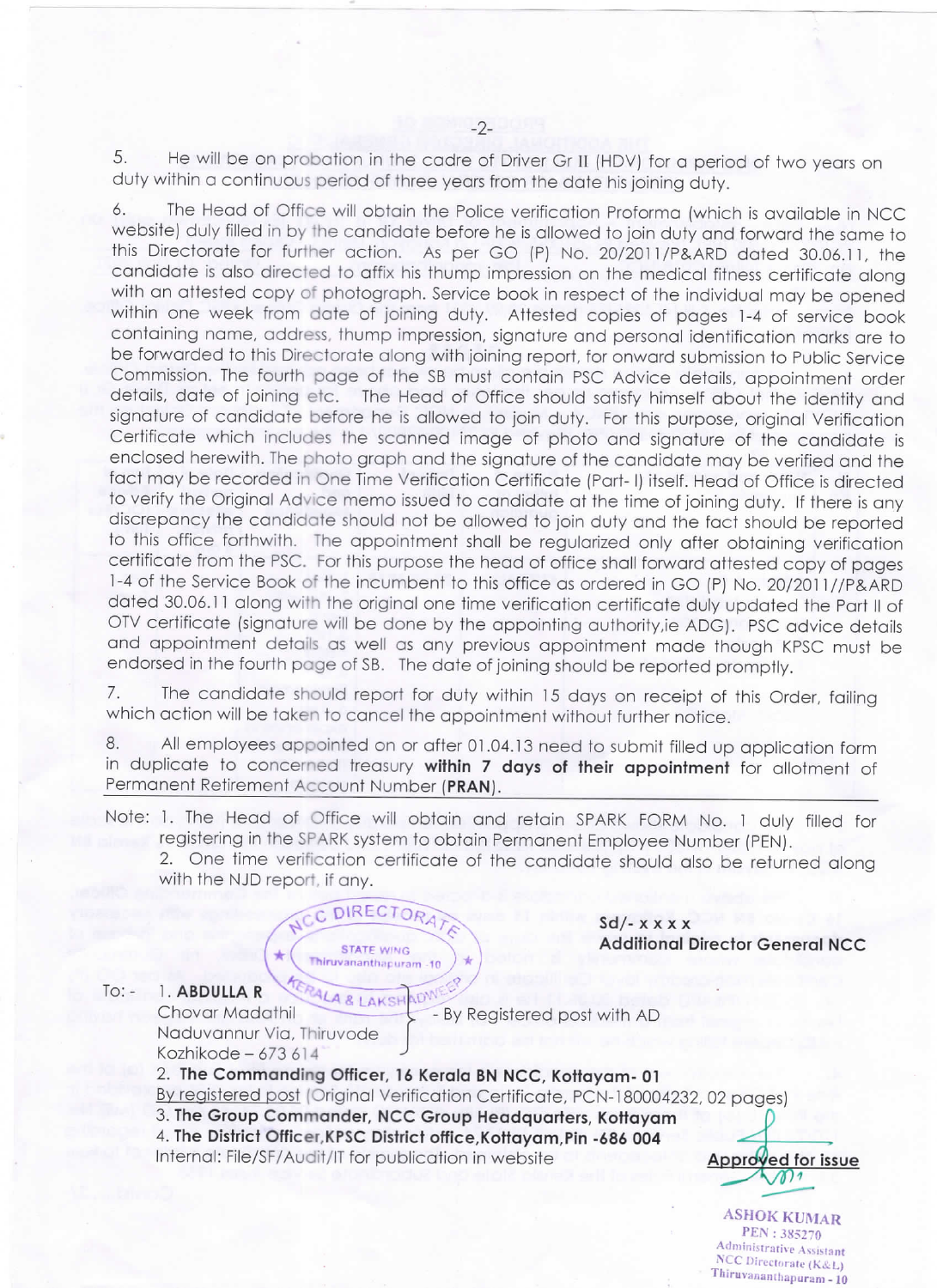5. He will be on probation in the cadre of Driver Gr II (HDV) for a period of two years on duty within a continuous period of three years from the date his joining duty.

6. The Head of Office will obtain the Police verification Proforma (which is available in NCC website) duly filled in by the candidate before he is allowed to join duty and forward the same to this Directorate for further action. As per GO (P) No. 20/2011/P&ARD dated 30.06.11, the candidate is also directed to affix his thump impression on the medical fitness certificate along with an attested copy of photograph. Service book in respect of the individual may be opened within one week from date of joining duty. Attested copies of pages 1-4 of service book containing name, address, thump impression, signature and personal identification marks are to be forwarded to this Directorate along with joining report, for onward submission to Public Service Commission. The fourth page of the SB must contain PSC Advice details, appointment order details, date of joining etc. The Head of Office should satisfy himself about the identity and signature of candidate before he is allowed to join duty. For this purpose, original Verification Certificate which includes the scanned image of photo and signature of the candidate is enclosed herewith. The photo graph and the signature of the candidate may be verified and the fact may be recorded in One Time Verification Certificate (Part- I) itself. Head of Office is directed to verify the Original Advice memo issued to candidate at the time of joining duty. If there is any discrepancy the candidate should not be allowed to join duty and the fact should be reported to this office forthwith. The appointment shall be regularized only after obtaining verification certificate from the PSC. For this purpose the head of office shall forward attested copy of pages 1-4 of the Service Book of the incumbent to this office as ordered in GO (P) No. 20/2011//P&ARD dated 30.06.11 along with the original one time verification certificate duly updated the Part II of OTV certificate (signature will be done by the appointing authority,ie ADG). PSC advice details and appointment details as well as any previous appointment made though KPSC must be endorsed in the fourth page of SB. The date of joining should be reported promptly.

7. The candidate should report for duty within 15 days on receipt of this Order, failing which action will be taken to cancel the appointment without further notice.

8. All employees appointed on or after 01.04.13 need to submit filled up application form in duplicate to concerned treasury **within 7 days of their appointment** for allotment of Permanent Retirement Account Number (**PRAN**).

Note: 1. The Head of Office will obtain and retain SPARK FORM No. 1 duly filled for registering in the SPARK system to obtain Permanent Employee Number (PEN).
2. One time verification certificate of the candidate should also be returned along with the NJD report, if any.

NCC DIRECTORATE STATE WING Thiruvananthapuram -10 KERALA & LAKSHADWEEP

Sd/- x x x x
**Additional Director General NCC**

To: - 1. **ABDULLA R**
Chovar Madathil
Naduvannur Via, Thiruvode
Kozhikode – 673 614
- By Registered post with AD

2. **The Commanding Officer, 16 Kerala BN NCC, Kottayam- 01**
By registered post (Original Verification Certificate, PCN-180004232, 02 pages)
3. **The Group Commander, NCC Group Headquarters, Kottayam**
4. **The District Officer,KPSC District office,Kottayam,Pin -686 004**
Internal: File/SF/Audit/IT for publication in website

Approved for issue

ASHOK KUMAR
PEN : 385270
Administrative Assistant
NCC Directorate (K&L)
Thiruvananthapuram - 10